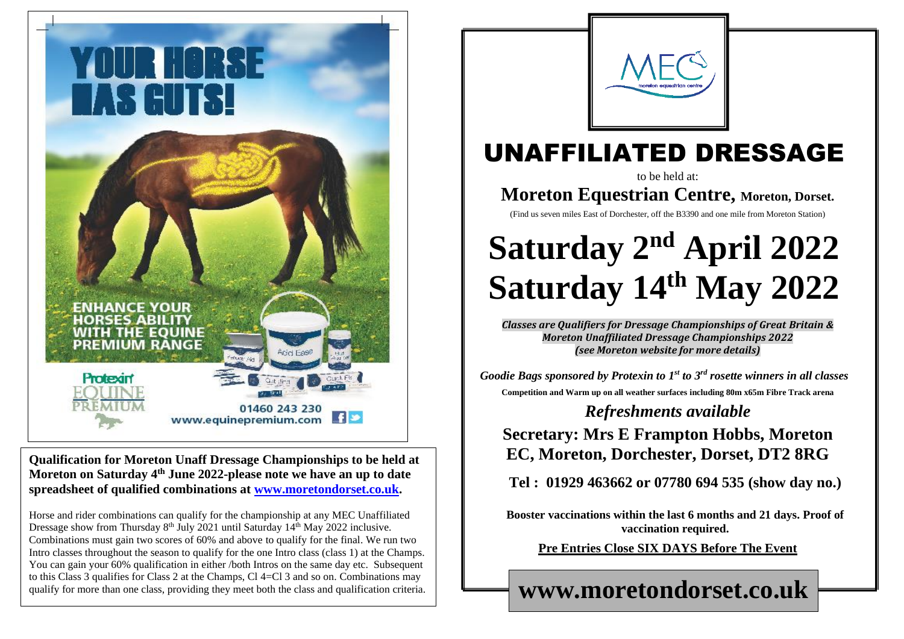YOUR HORSE HAS GUTS!

ENHANCE YOUR HORSES ABILITY WITH THE EQUINE PREMIUM RANGE

Protexin EQUINE PREMIUM

01460 243 230
www.equinepremium.com

**Qualification for Moreton Unaff Dressage Championships to be held at Moreton on Saturday 4th June 2022-please note we have an up to date spreadsheet of qualified combinations at [www.moretondorset.co.uk](http://www.moretondorset.co.uk).**

Horse and rider combinations can qualify for the championship at any MEC Unaffiliated Dressage show from Thursday 8th July 2021 until Saturday 14th May 2022 inclusive. Combinations must gain two scores of 60% and above to qualify for the final. We run two Intro classes throughout the season to qualify for the one Intro class (class 1) at the Champs. You can gain your 60% qualification in either /both Intros on the same day etc. Subsequent to this Class 3 qualifies for Class 2 at the Champs, Cl 4=Cl 3 and so on. Combinations may qualify for more than one class, providing they meet both the class and qualification criteria.

MEC moreton equestrian centre

# UNAFFILIATED DRESSAGE

to be held at:

## Moreton Equestrian Centre, Moreton, Dorset.

(Find us seven miles East of Dorchester, off the B3390 and one mile from Moreton Station)

# Saturday 2nd April 2022
# Saturday 14th May 2022

***Classes are Qualifiers for Dressage Championships of Great Britain & Moreton Unaffiliated Dressage Championships 2022 (see Moreton website for more details)***

***Goodie Bags sponsored by Protexin to 1st to 3rd rosette winners in all classes***

**Competition and Warm up on all weather surfaces including 80m x65m Fibre Track arena**

***Refreshments available***

**Secretary: Mrs E Frampton Hobbs, Moreton EC, Moreton, Dorchester, Dorset, DT2 8RG**

**Tel : 01929 463662 or 07780 694 535 (show day no.)**

**Booster vaccinations within the last 6 months and 21 days. Proof of vaccination required.**

**Pre Entries Close SIX DAYS Before The Event**

**www.moretondorset.co.uk**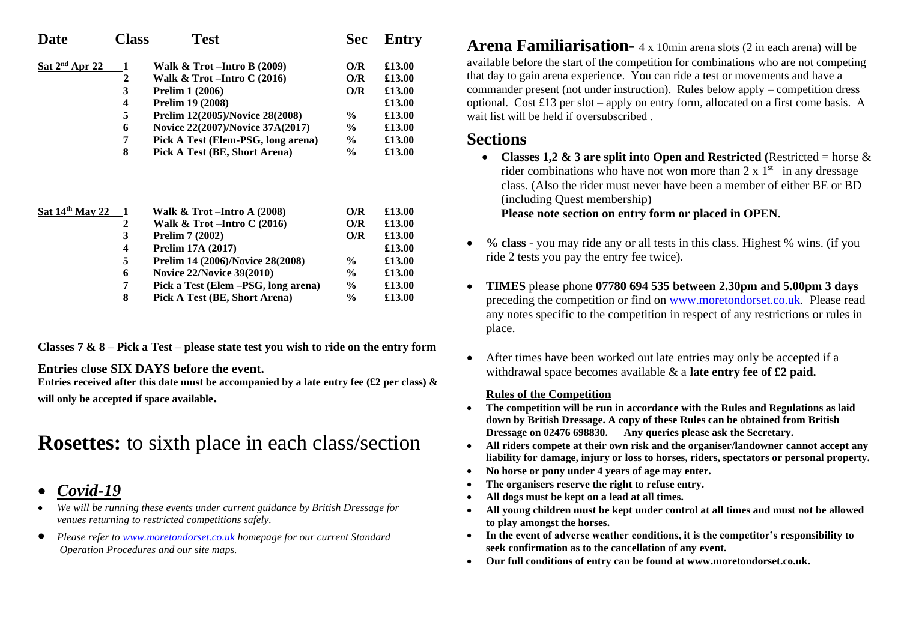| Date | Class | Test | Sec | Entry |
| --- | --- | --- | --- | --- |
| Sat 2nd Apr 22 | 1 | Walk & Trot –Intro B (2009) | O/R | £13.00 |
| | 2 | Walk & Trot –Intro C (2016) | O/R | £13.00 |
| | 3 | Prelim 1 (2006) | O/R | £13.00 |
| | 4 | Prelim 19 (2008) | | £13.00 |
| | 5 | Prelim 12(2005)/Novice 28(2008) | % | £13.00 |
| | 6 | Novice 22(2007)/Novice 37A(2017) | % | £13.00 |
| | 7 | Pick A Test (Elem-PSG, long arena) | % | £13.00 |
| | 8 | Pick A Test (BE, Short Arena) | % | £13.00 |
| Sat 14th May 22 | 1 | Walk & Trot –Intro A (2008) | O/R | £13.00 |
| | 2 | Walk & Trot –Intro C (2016) | O/R | £13.00 |
| | 3 | Prelim 7 (2002) | O/R | £13.00 |
| | 4 | Prelim 17A (2017) | | £13.00 |
| | 5 | Prelim 14 (2006)/Novice 28(2008) | % | £13.00 |
| | 6 | Novice 22/Novice 39(2010) | % | £13.00 |
| | 7 | Pick a Test (Elem –PSG, long arena) | % | £13.00 |
| | 8 | Pick A Test (BE, Short Arena) | % | £13.00 |

**Classes 7 & 8 – Pick a Test – please state test you wish to ride on the entry form**

**Entries close SIX DAYS before the event.**
**Entries received after this date must be accompanied by a late entry fee (£2 per class) & will only be accepted if space available.**

# **Rosettes:** to sixth place in each class/section

- ***Covid-19***

- *We will be running these events under current guidance by British Dressage for venues returning to restricted competitions safely.*
- *Please refer to www.moretondorset.co.uk homepage for our current Standard Operation Procedures and our site maps.*

**Arena Familiarisation-** 4 x 10min arena slots (2 in each arena) will be available before the start of the competition for combinations who are not competing that day to gain arena experience. You can ride a test or movements and have a commander present (not under instruction). Rules below apply – competition dress optional. Cost £13 per slot – apply on entry form, allocated on a first come basis. A wait list will be held if oversubscribed .

## Sections

- **Classes 1,2 & 3 are split into Open and Restricted (**Restricted = horse & rider combinations who have not won more than 2 x 1st in any dressage class. (Also the rider must never have been a member of either BE or BD (including Quest membership)
  **Please note section on entry form or placed in OPEN.**

- **% class** - you may ride any or all tests in this class. Highest % wins. (if you ride 2 tests you pay the entry fee twice).

- **TIMES** please phone **07780 694 535 between 2.30pm and 5.00pm 3 days** preceding the competition or find on www.moretondorset.co.uk. Please read any notes specific to the competition in respect of any restrictions or rules in place.

- After times have been worked out late entries may only be accepted if a withdrawal space becomes available & a **late entry fee of £2 paid.**

**Rules of the Competition**

- **The competition will be run in accordance with the Rules and Regulations as laid down by British Dressage. A copy of these Rules can be obtained from British Dressage on 02476 698830. Any queries please ask the Secretary.**
- **All riders compete at their own risk and the organiser/landowner cannot accept any liability for damage, injury or loss to horses, riders, spectators or personal property.**
- **No horse or pony under 4 years of age may enter.**
- **The organisers reserve the right to refuse entry.**
- **All dogs must be kept on a lead at all times.**
- **All young children must be kept under control at all times and must not be allowed to play amongst the horses.**
- **In the event of adverse weather conditions, it is the competitor's responsibility to seek confirmation as to the cancellation of any event.**
- **Our full conditions of entry can be found at www.moretondorset.co.uk.**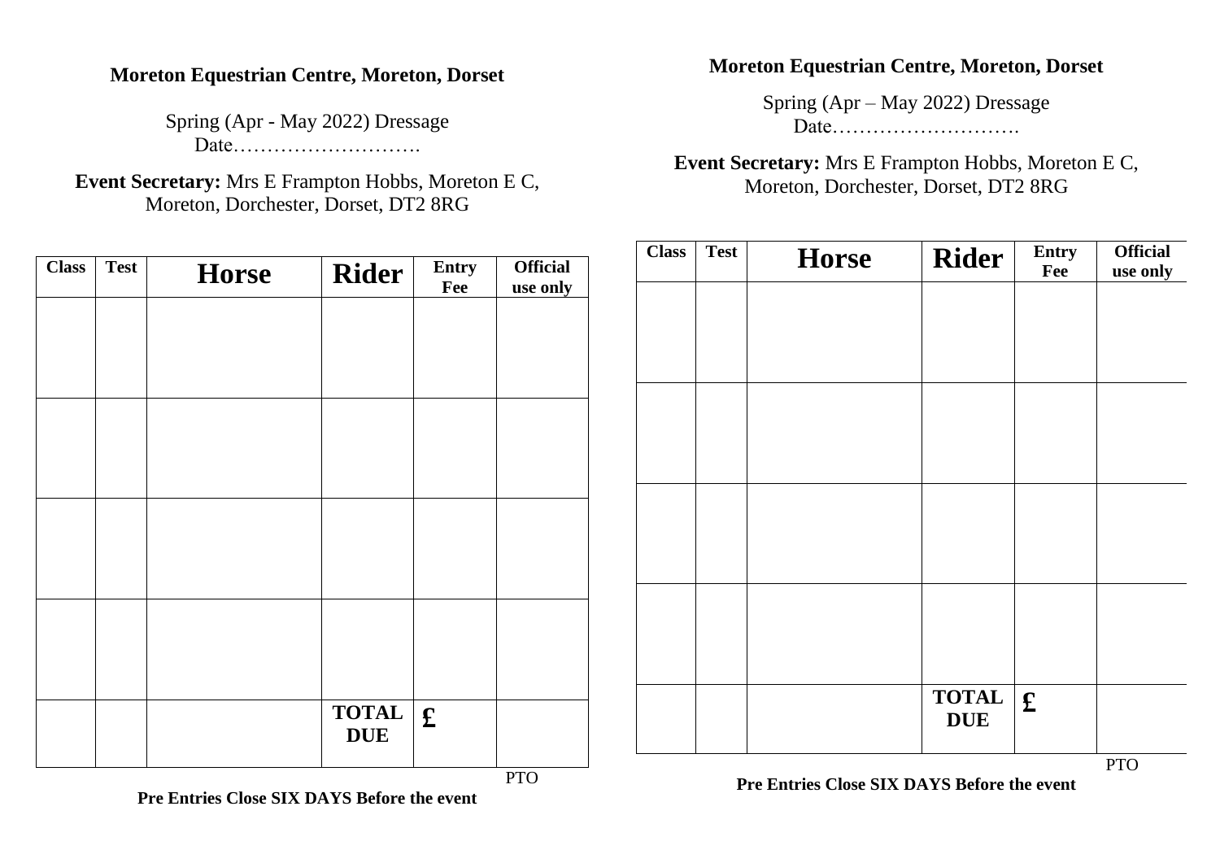**Moreton Equestrian Centre, Moreton, Dorset**

Spring (Apr - May 2022) Dressage
Date……………………….

**Event Secretary:** Mrs E Frampton Hobbs, Moreton E C, Moreton, Dorchester, Dorset, DT2 8RG

| Class | Test | Horse | Rider | Entry Fee | Official use only |
|---|---|---|---|---|---|
| | | | | | |
| | | | | | |
| | | | | | |
| | | | | | |
| | | | **TOTAL DUE** | **£** | |

PTO

**Pre Entries Close SIX DAYS Before the event**

**Moreton Equestrian Centre, Moreton, Dorset**

Spring (Apr – May 2022) Dressage
Date……………………….

**Event Secretary:** Mrs E Frampton Hobbs, Moreton E C, Moreton, Dorchester, Dorset, DT2 8RG

| Class | Test | Horse | Rider | Entry Fee | Official use only |
|---|---|---|---|---|---|
| | | | | | |
| | | | | | |
| | | | | | |
| | | | | | |
| | | | **TOTAL DUE** | **£** | |

PTO

**Pre Entries Close SIX DAYS Before the event**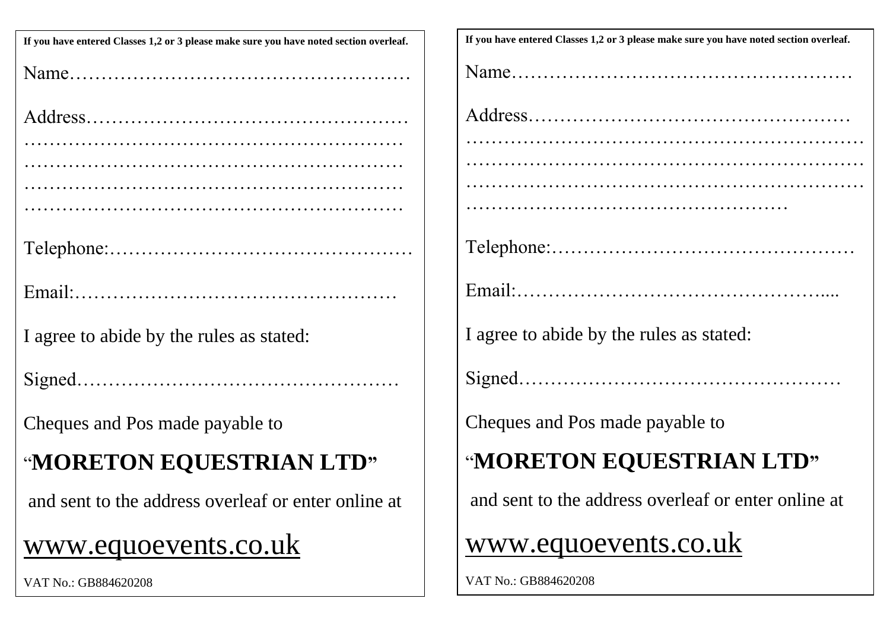**If you have entered Classes 1,2 or 3 please make sure you have noted section overleaf.**

Name………………………………………………

Address……………………………………………
……………………………………………………
……………………………………………………
……………………………………………………
……………………………………………………

Telephone:…………………………………………

Email:……………………………………………

I agree to abide by the rules as stated:

Signed……………………………………………

Cheques and Pos made payable to

"**MORETON EQUESTRIAN LTD**"

and sent to the address overleaf or enter online at

www.equoevents.co.uk

VAT No.: GB884620208

**If you have entered Classes 1,2 or 3 please make sure you have noted section overleaf.**

Name………………………………………………

Address……………………………………………
……………………………………………………
……………………………………………………
……………………………………………………
……………………………………………

Telephone:…………………………………………

Email:…………………………………………....

I agree to abide by the rules as stated:

Signed……………………………………………

Cheques and Pos made payable to

"**MORETON EQUESTRIAN LTD**"

and sent to the address overleaf or enter online at

www.equoevents.co.uk

VAT No.: GB884620208